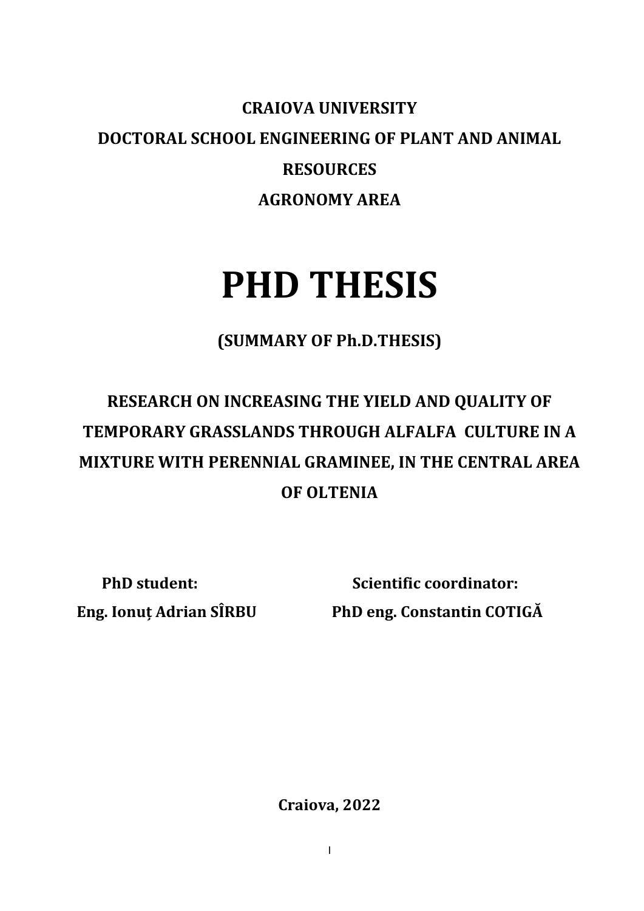**CRAIOVA UNIVERSITY**

**DOCTORAL SCHOOL ENGINEERING OF PLANT AND ANIMAL RESOURCES**

**AGRONOMY AREA**

# PHD THESIS

**(SUMMARY OF Ph.D.THESIS)**

## RESEARCH ON INCREASING THE YIELD AND QUALITY OF TEMPORARY GRASSLANDS THROUGH ALFALFA CULTURE IN A MIXTURE WITH PERENNIAL GRAMINEE, IN THE CENTRAL AREA OF OLTENIA

**PhD student:**
**Eng. Ionuț Adrian SÎRBU**

**Scientific coordinator:**
**PhD eng. Constantin COTIGĂ**

**Craiova, 2022**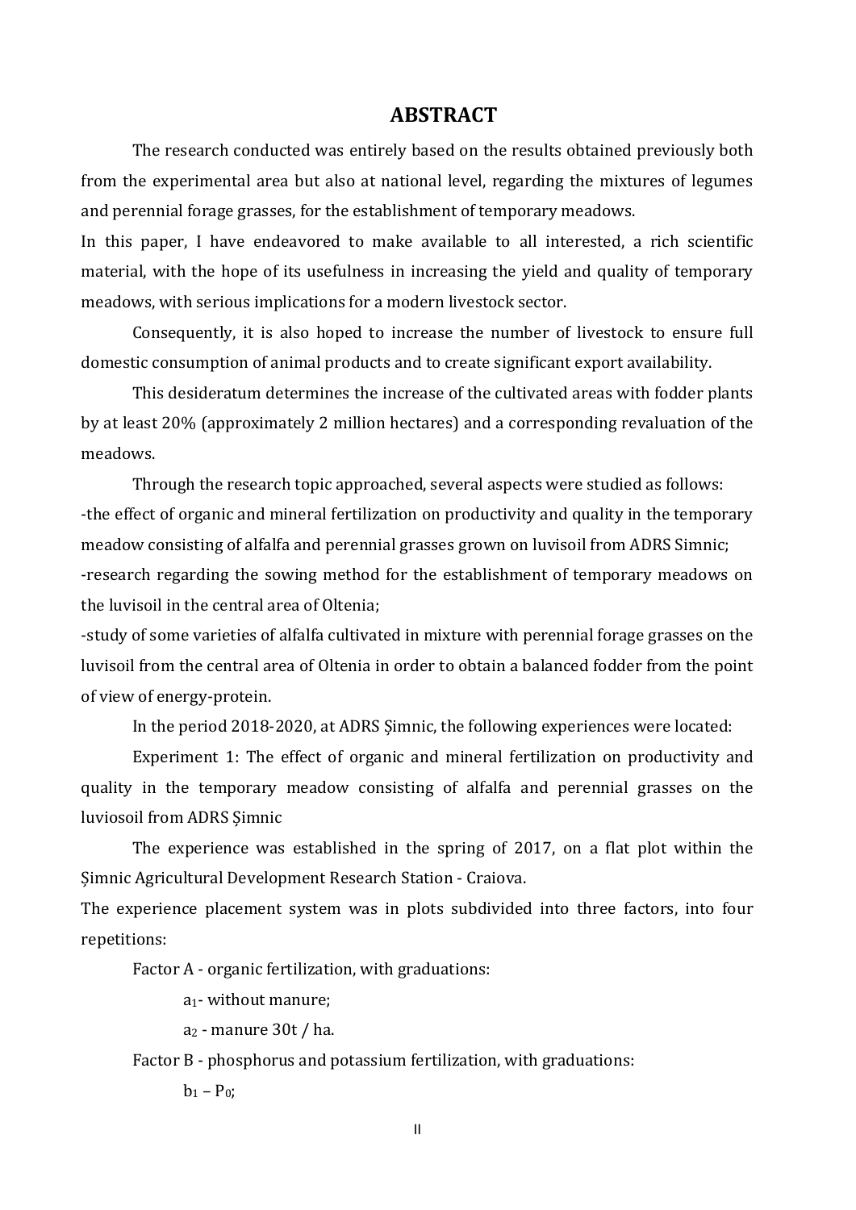# ABSTRACT

The research conducted was entirely based on the results obtained previously both from the experimental area but also at national level, regarding the mixtures of legumes and perennial forage grasses, for the establishment of temporary meadows.

In this paper, I have endeavored to make available to all interested, a rich scientific material, with the hope of its usefulness in increasing the yield and quality of temporary meadows, with serious implications for a modern livestock sector.

Consequently, it is also hoped to increase the number of livestock to ensure full domestic consumption of animal products and to create significant export availability.

This desideratum determines the increase of the cultivated areas with fodder plants by at least 20% (approximately 2 million hectares) and a corresponding revaluation of the meadows.

Through the research topic approached, several aspects were studied as follows:

-the effect of organic and mineral fertilization on productivity and quality in the temporary meadow consisting of alfalfa and perennial grasses grown on luvisoil from ADRS Simnic;

-research regarding the sowing method for the establishment of temporary meadows on the luvisoil in the central area of Oltenia;

-study of some varieties of alfalfa cultivated in mixture with perennial forage grasses on the luvisoil from the central area of Oltenia in order to obtain a balanced fodder from the point of view of energy-protein.

In the period 2018-2020, at ADRS Șimnic, the following experiences were located:

Experiment 1: The effect of organic and mineral fertilization on productivity and quality in the temporary meadow consisting of alfalfa and perennial grasses on the luviosoil from ADRS Șimnic

The experience was established in the spring of 2017, on a flat plot within the Șimnic Agricultural Development Research Station - Craiova.

The experience placement system was in plots subdivided into three factors, into four repetitions:

Factor A - organic fertilization, with graduations:

$a_1$- without manure;

$a_2$ - manure 30t / ha.

Factor B - phosphorus and potassium fertilization, with graduations:

$b_1$ – $P_0$;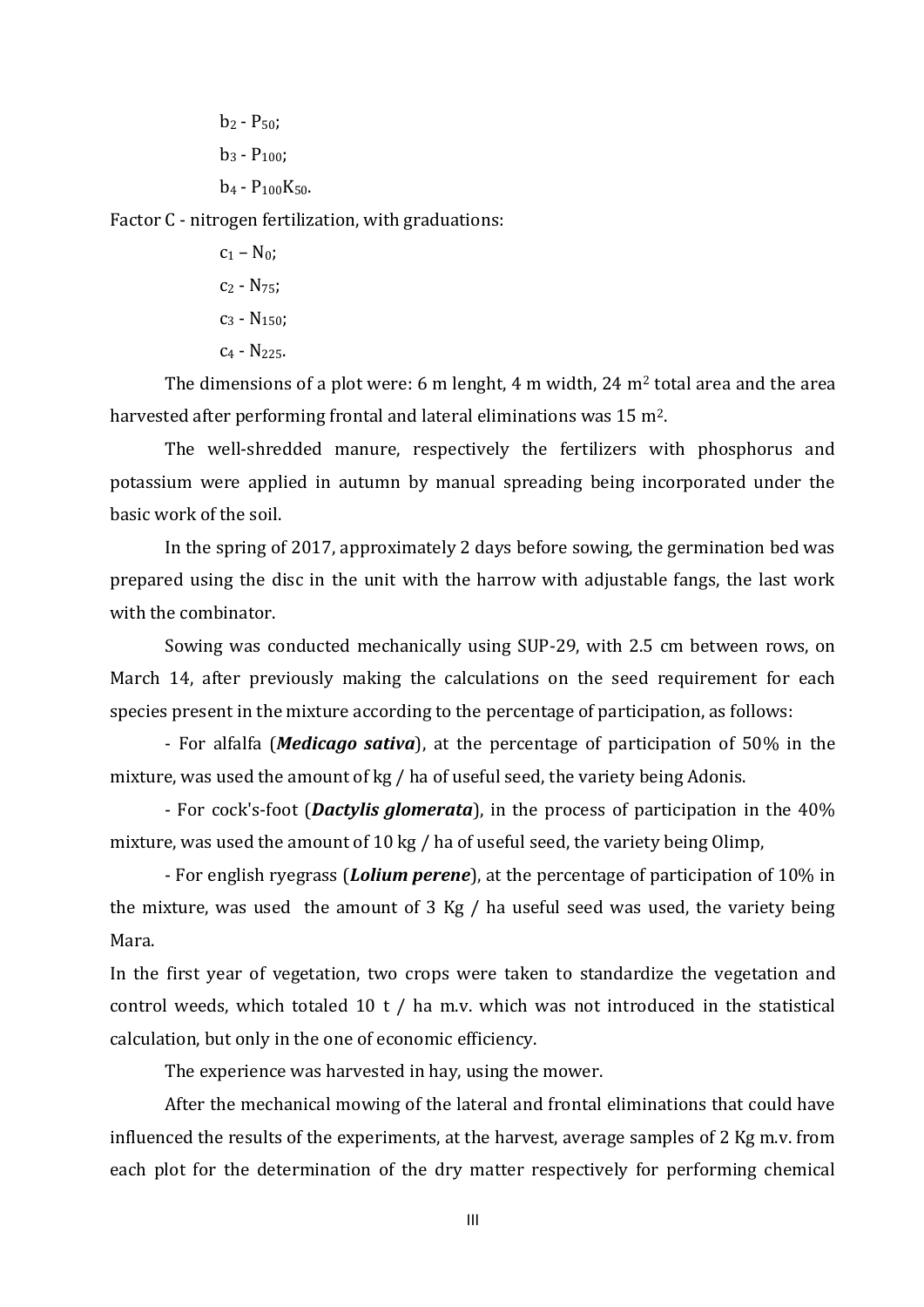$b_2$ - $P_{50}$;

$b_3$ - $P_{100}$;

$b_4$ - $P_{100}K_{50}$.

Factor C - nitrogen fertilization, with graduations:

$c_1$ – $N_0$;

$c_2$ - $N_{75}$;

$c_3$ - $N_{150}$;

$c_4$ - $N_{225}$.

The dimensions of a plot were: 6 m lenght, 4 m width, 24 $m^2$ total area and the area harvested after performing frontal and lateral eliminations was 15 $m^2$.

The well-shredded manure, respectively the fertilizers with phosphorus and potassium were applied in autumn by manual spreading being incorporated under the basic work of the soil.

In the spring of 2017, approximately 2 days before sowing, the germination bed was prepared using the disc in the unit with the harrow with adjustable fangs, the last work with the combinator.

Sowing was conducted mechanically using SUP-29, with 2.5 cm between rows, on March 14, after previously making the calculations on the seed requirement for each species present in the mixture according to the percentage of participation, as follows:

- For alfalfa (***Medicago sativa***), at the percentage of participation of 50% in the mixture, was used the amount of kg / ha of useful seed, the variety being Adonis.

- For cock's-foot (***Dactylis glomerata***), in the process of participation in the 40% mixture, was used the amount of 10 kg / ha of useful seed, the variety being Olimp,

- For english ryegrass (***Lolium perene***), at the percentage of participation of 10% in the mixture, was used the amount of 3 Kg / ha useful seed was used, the variety being Mara.

In the first year of vegetation, two crops were taken to standardize the vegetation and control weeds, which totaled 10 t / ha m.v. which was not introduced in the statistical calculation, but only in the one of economic efficiency.

The experience was harvested in hay, using the mower.

After the mechanical mowing of the lateral and frontal eliminations that could have influenced the results of the experiments, at the harvest, average samples of 2 Kg m.v. from each plot for the determination of the dry matter respectively for performing chemical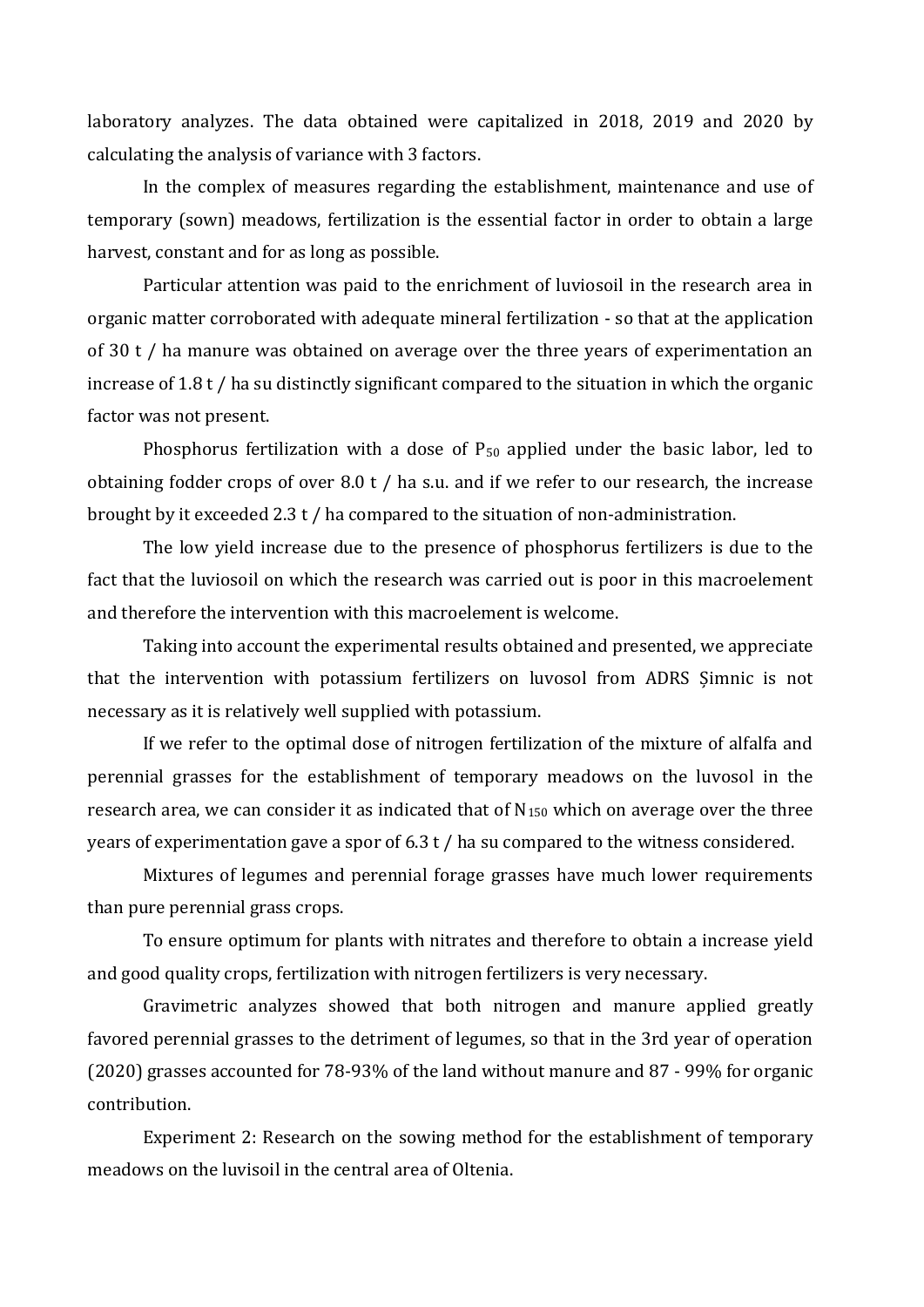laboratory analyzes. The data obtained were capitalized in 2018, 2019 and 2020 by calculating the analysis of variance with 3 factors.

In the complex of measures regarding the establishment, maintenance and use of temporary (sown) meadows, fertilization is the essential factor in order to obtain a large harvest, constant and for as long as possible.

Particular attention was paid to the enrichment of luviosoil in the research area in organic matter corroborated with adequate mineral fertilization - so that at the application of 30 t / ha manure was obtained on average over the three years of experimentation an increase of 1.8 t / ha su distinctly significant compared to the situation in which the organic factor was not present.

Phosphorus fertilization with a dose of $P_{50}$ applied under the basic labor, led to obtaining fodder crops of over 8.0 t / ha s.u. and if we refer to our research, the increase brought by it exceeded 2.3 t / ha compared to the situation of non-administration.

The low yield increase due to the presence of phosphorus fertilizers is due to the fact that the luviosoil on which the research was carried out is poor in this macroelement and therefore the intervention with this macroelement is welcome.

Taking into account the experimental results obtained and presented, we appreciate that the intervention with potassium fertilizers on luvosol from ADRS Șimnic is not necessary as it is relatively well supplied with potassium.

If we refer to the optimal dose of nitrogen fertilization of the mixture of alfalfa and perennial grasses for the establishment of temporary meadows on the luvosol in the research area, we can consider it as indicated that of $N_{150}$ which on average over the three years of experimentation gave a spor of 6.3 t / ha su compared to the witness considered.

Mixtures of legumes and perennial forage grasses have much lower requirements than pure perennial grass crops.

To ensure optimum for plants with nitrates and therefore to obtain a increase yield and good quality crops, fertilization with nitrogen fertilizers is very necessary.

Gravimetric analyzes showed that both nitrogen and manure applied greatly favored perennial grasses to the detriment of legumes, so that in the 3rd year of operation (2020) grasses accounted for 78-93% of the land without manure and 87 - 99% for organic contribution.

Experiment 2: Research on the sowing method for the establishment of temporary meadows on the luvisoil in the central area of Oltenia.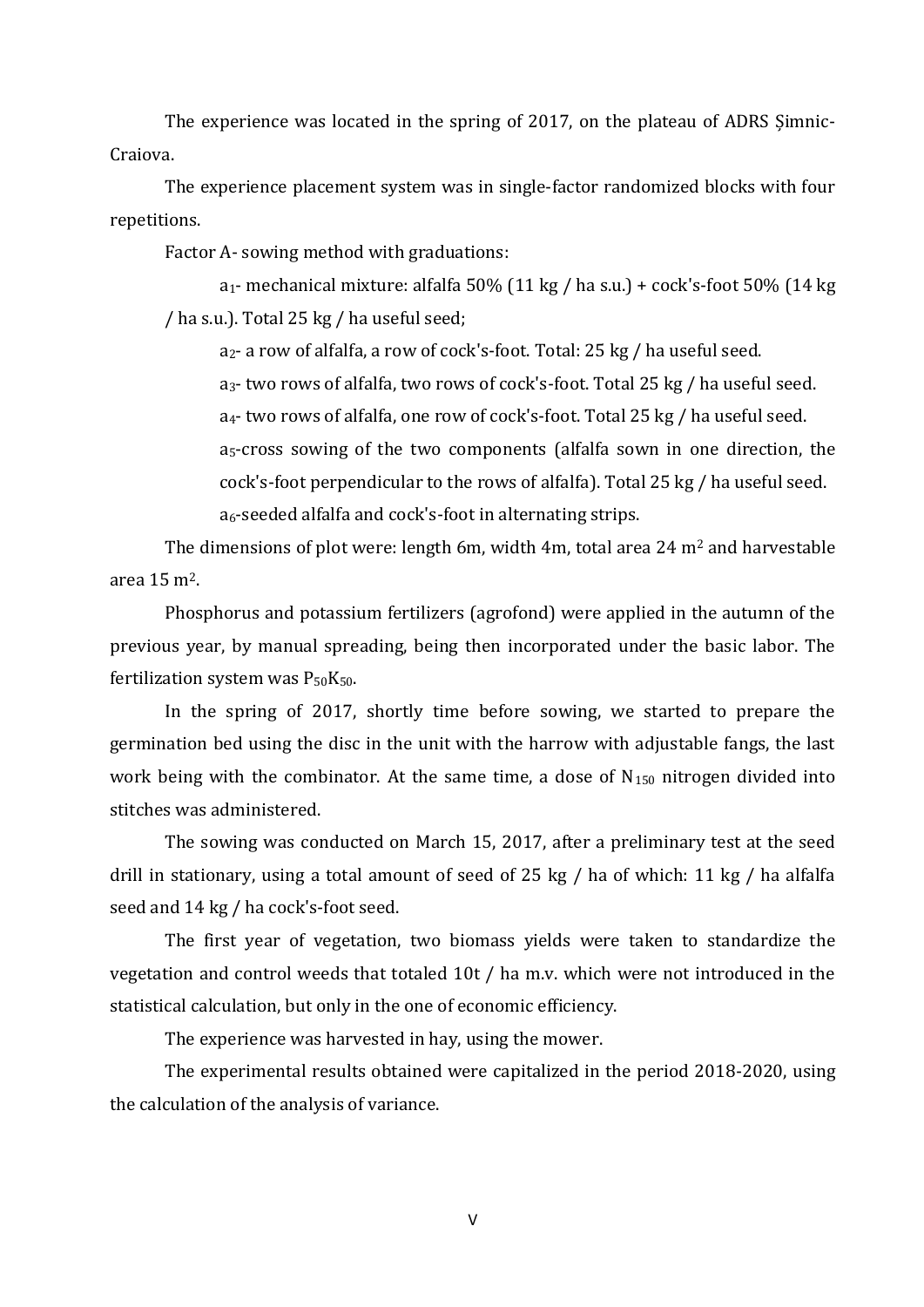The experience was located in the spring of 2017, on the plateau of ADRS Șimnic-Craiova.

The experience placement system was in single-factor randomized blocks with four repetitions.

Factor A- sowing method with graduations:

$a_1$- mechanical mixture: alfalfa 50% (11 kg / ha s.u.) + cock's-foot 50% (14 kg / ha s.u.). Total 25 kg / ha useful seed;

$a_2$- a row of alfalfa, a row of cock's-foot. Total: 25 kg / ha useful seed.

$a_3$- two rows of alfalfa, two rows of cock's-foot. Total 25 kg / ha useful seed.

$a_4$- two rows of alfalfa, one row of cock's-foot. Total 25 kg / ha useful seed.

$a_5$-cross sowing of the two components (alfalfa sown in one direction, the cock's-foot perpendicular to the rows of alfalfa). Total 25 kg / ha useful seed.

$a_6$-seeded alfalfa and cock's-foot in alternating strips.

The dimensions of plot were: length 6m, width 4m, total area 24 $m^2$ and harvestable area 15 $m^2$.

Phosphorus and potassium fertilizers (agrofond) were applied in the autumn of the previous year, by manual spreading, being then incorporated under the basic labor. The fertilization system was $P_{50}K_{50}$.

In the spring of 2017, shortly time before sowing, we started to prepare the germination bed using the disc in the unit with the harrow with adjustable fangs, the last work being with the combinator. At the same time, a dose of $N_{150}$ nitrogen divided into stitches was administered.

The sowing was conducted on March 15, 2017, after a preliminary test at the seed drill in stationary, using a total amount of seed of 25 kg / ha of which: 11 kg / ha alfalfa seed and 14 kg / ha cock's-foot seed.

The first year of vegetation, two biomass yields were taken to standardize the vegetation and control weeds that totaled 10t / ha m.v. which were not introduced in the statistical calculation, but only in the one of economic efficiency.

The experience was harvested in hay, using the mower.

The experimental results obtained were capitalized in the period 2018-2020, using the calculation of the analysis of variance.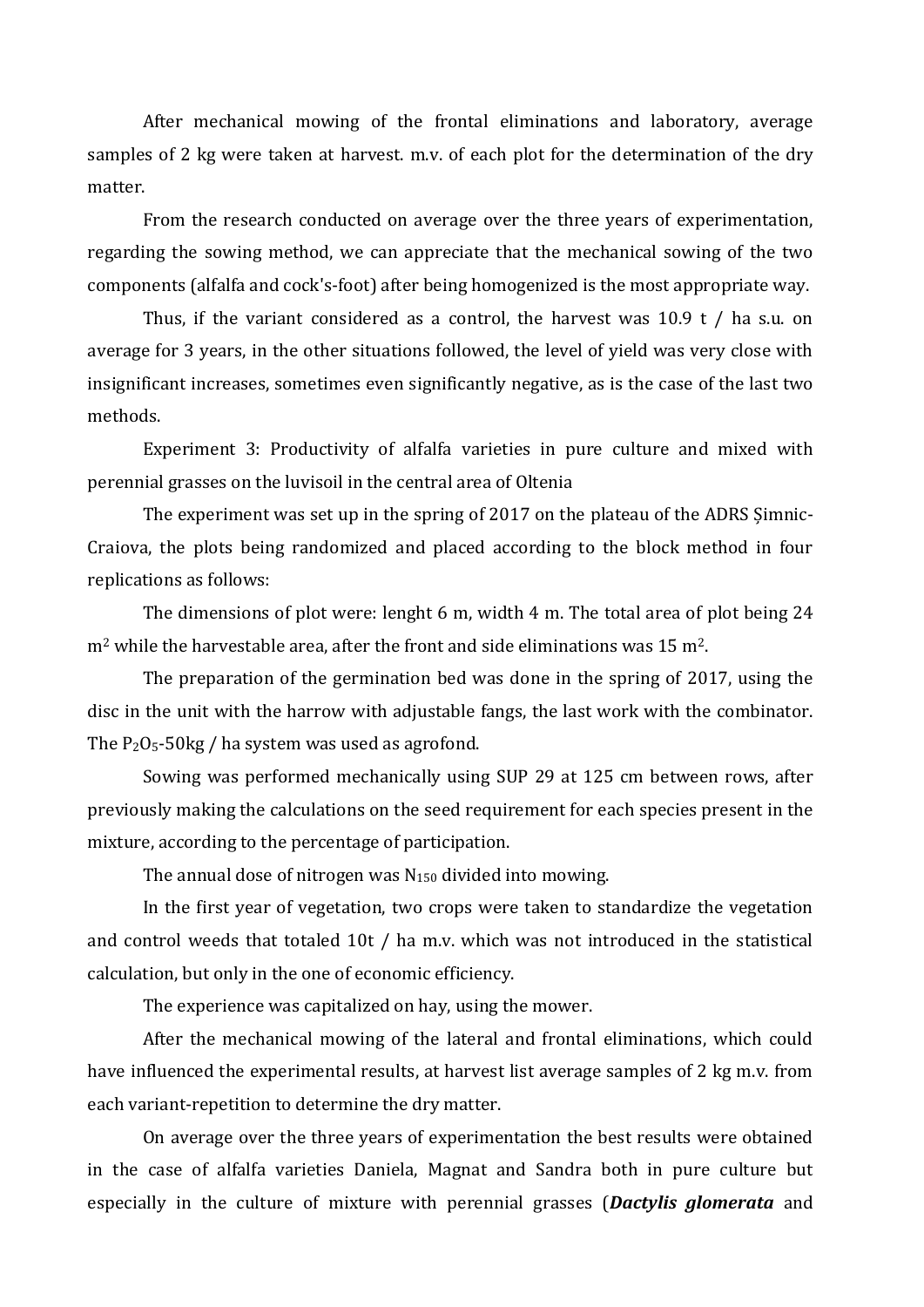After mechanical mowing of the frontal eliminations and laboratory, average samples of 2 kg were taken at harvest. m.v. of each plot for the determination of the dry matter.

From the research conducted on average over the three years of experimentation, regarding the sowing method, we can appreciate that the mechanical sowing of the two components (alfalfa and cock's-foot) after being homogenized is the most appropriate way.

Thus, if the variant considered as a control, the harvest was 10.9 t / ha s.u. on average for 3 years, in the other situations followed, the level of yield was very close with insignificant increases, sometimes even significantly negative, as is the case of the last two methods.

Experiment 3: Productivity of alfalfa varieties in pure culture and mixed with perennial grasses on the luvisoil in the central area of Oltenia

The experiment was set up in the spring of 2017 on the plateau of the ADRS Șimnic-Craiova, the plots being randomized and placed according to the block method in four replications as follows:

The dimensions of plot were: lenght 6 m, width 4 m. The total area of plot being 24 $m^2$ while the harvestable area, after the front and side eliminations was 15 $m^2$.

The preparation of the germination bed was done in the spring of 2017, using the disc in the unit with the harrow with adjustable fangs, the last work with the combinator. The $P_2O_5$-50kg / ha system was used as agrofond.

Sowing was performed mechanically using SUP 29 at 125 cm between rows, after previously making the calculations on the seed requirement for each species present in the mixture, according to the percentage of participation.

The annual dose of nitrogen was $N_{150}$ divided into mowing.

In the first year of vegetation, two crops were taken to standardize the vegetation and control weeds that totaled 10t / ha m.v. which was not introduced in the statistical calculation, but only in the one of economic efficiency.

The experience was capitalized on hay, using the mower.

After the mechanical mowing of the lateral and frontal eliminations, which could have influenced the experimental results, at harvest list average samples of 2 kg m.v. from each variant-repetition to determine the dry matter.

On average over the three years of experimentation the best results were obtained in the case of alfalfa varieties Daniela, Magnat and Sandra both in pure culture but especially in the culture of mixture with perennial grasses (***Dactylis glomerata*** and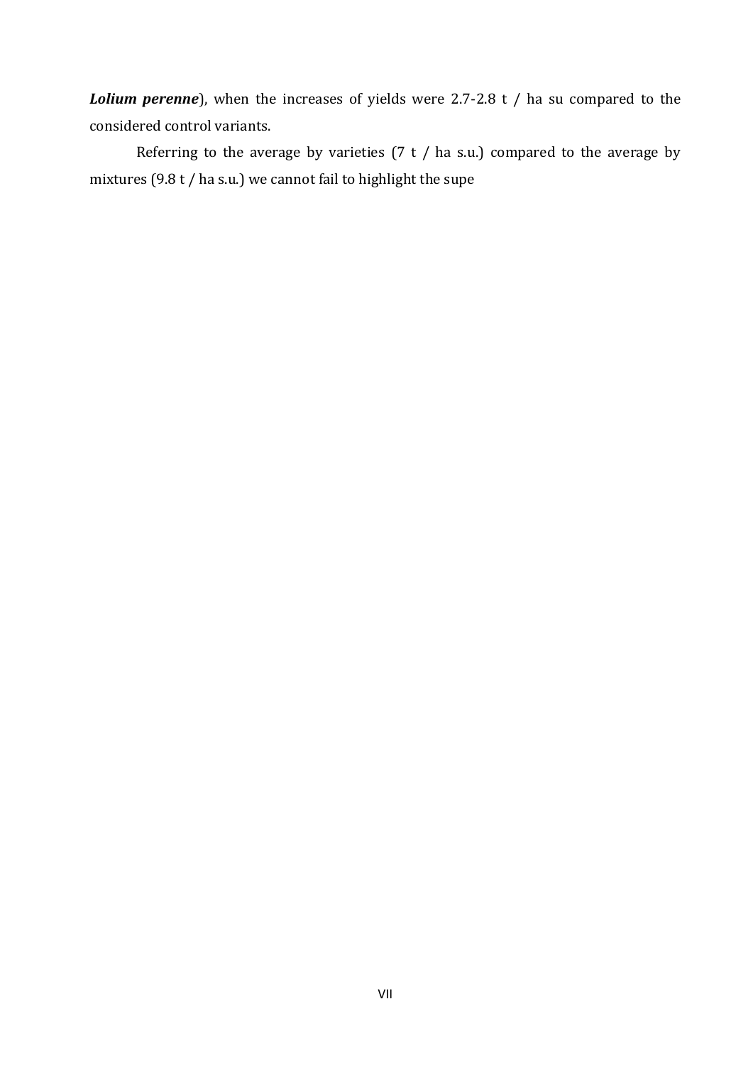***Lolium perenne***), when the increases of yields were 2.7-2.8 t / ha su compared to the considered control variants.

Referring to the average by varieties (7 t / ha s.u.) compared to the average by mixtures (9.8 t / ha s.u.) we cannot fail to highlight the supe